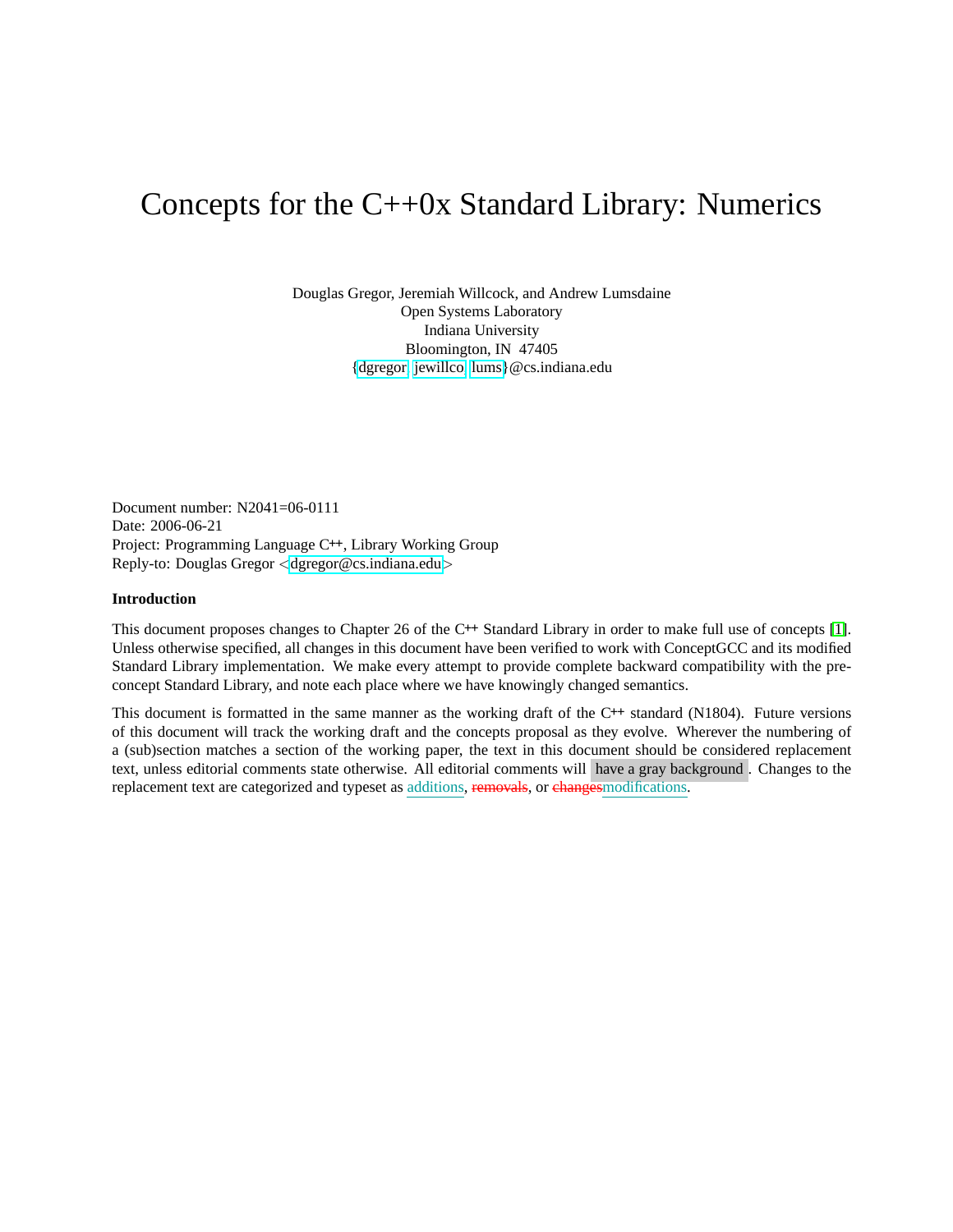# Concepts for the C++0x Standard Library: Numerics

Douglas Gregor, Jeremiah Willcock, and Andrew Lumsdaine
Open Systems Laboratory
Indiana University
Bloomington, IN 47405
{dgregor, jewillco, lums}@cs.indiana.edu

Document number: N2041=06-0111
Date: 2006-06-21
Project: Programming Language C++, Library Working Group
Reply-to: Douglas Gregor <dgregor@cs.indiana.edu>

**Introduction**

This document proposes changes to Chapter 26 of the C++ Standard Library in order to make full use of concepts [1]. Unless otherwise specified, all changes in this document have been verified to work with ConceptGCC and its modified Standard Library implementation. We make every attempt to provide complete backward compatibility with the pre-concept Standard Library, and note each place where we have knowingly changed semantics.

This document is formatted in the same manner as the working draft of the C++ standard (N1804). Future versions of this document will track the working draft and the concepts proposal as they evolve. Wherever the numbering of a (sub)section matches a section of the working paper, the text in this document should be considered replacement text, unless editorial comments state otherwise. All editorial comments will have a gray background. Changes to the replacement text are categorized and typeset as additions, ~~removals~~, or ~~changes~~modifications.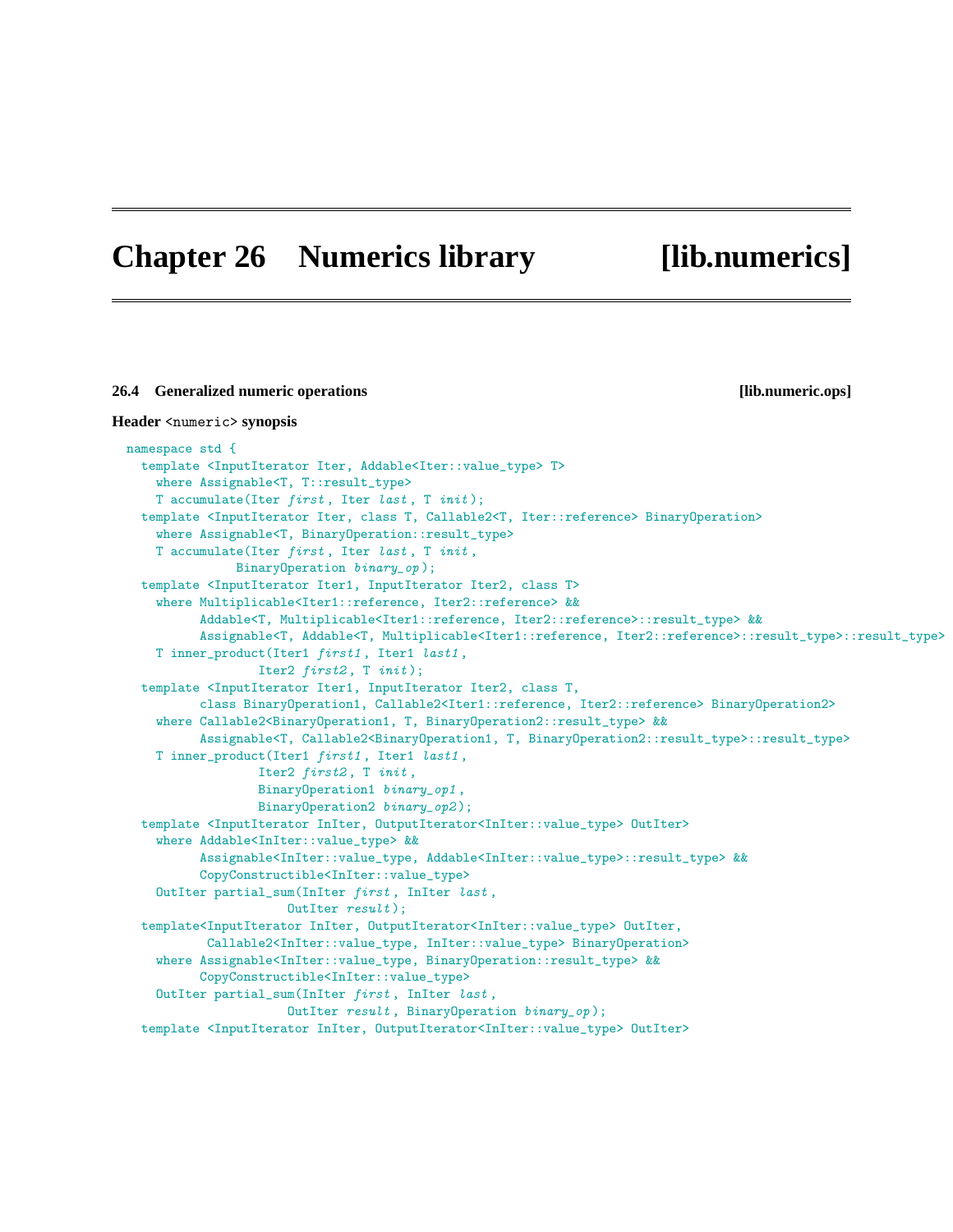# Chapter 26 Numerics library [lib.numerics]

### 26.4 Generalized numeric operations [lib.numeric.ops]

**Header `<numeric>` synopsis**

```
namespace std {
  template <InputIterator Iter, Addable<Iter::value_type> T>
    where Assignable<T, T::result_type>
    T accumulate(Iter first, Iter last, T init);
  template <InputIterator Iter, class T, Callable2<T, Iter::reference> BinaryOperation>
    where Assignable<T, BinaryOperation::result_type>
    T accumulate(Iter first, Iter last, T init,
                 BinaryOperation binary_op);
  template <InputIterator Iter1, InputIterator Iter2, class T>
    where Multiplicable<Iter1::reference, Iter2::reference> &&
          Addable<T, Multiplicable<Iter1::reference, Iter2::reference>::result_type> &&
          Assignable<T, Addable<T, Multiplicable<Iter1::reference, Iter2::reference>::result_type>::result_type>
    T inner_product(Iter1 first1, Iter1 last1,
                    Iter2 first2, T init);
  template <InputIterator Iter1, InputIterator Iter2, class T,
          class BinaryOperation1, Callable2<Iter1::reference, Iter2::reference> BinaryOperation2>
    where Callable2<BinaryOperation1, T, BinaryOperation2::result_type> &&
          Assignable<T, Callable2<BinaryOperation1, T, BinaryOperation2::result_type>::result_type>
    T inner_product(Iter1 first1, Iter1 last1,
                    Iter2 first2, T init,
                    BinaryOperation1 binary_op1,
                    BinaryOperation2 binary_op2);
  template <InputIterator InIter, OutputIterator<InIter::value_type> OutIter>
    where Addable<InIter::value_type> &&
          Assignable<InIter::value_type, Addable<InIter::value_type>::result_type> &&
          CopyConstructible<InIter::value_type>
    OutIter partial_sum(InIter first, InIter last,
                        OutIter result);
  template<InputIterator InIter, OutputIterator<InIter::value_type> OutIter,
           Callable2<InIter::value_type, InIter::value_type> BinaryOperation>
    where Assignable<InIter::value_type, BinaryOperation::result_type> &&
          CopyConstructible<InIter::value_type>
    OutIter partial_sum(InIter first, InIter last,
                        OutIter result, BinaryOperation binary_op);
  template <InputIterator InIter, OutputIterator<InIter::value_type> OutIter>
```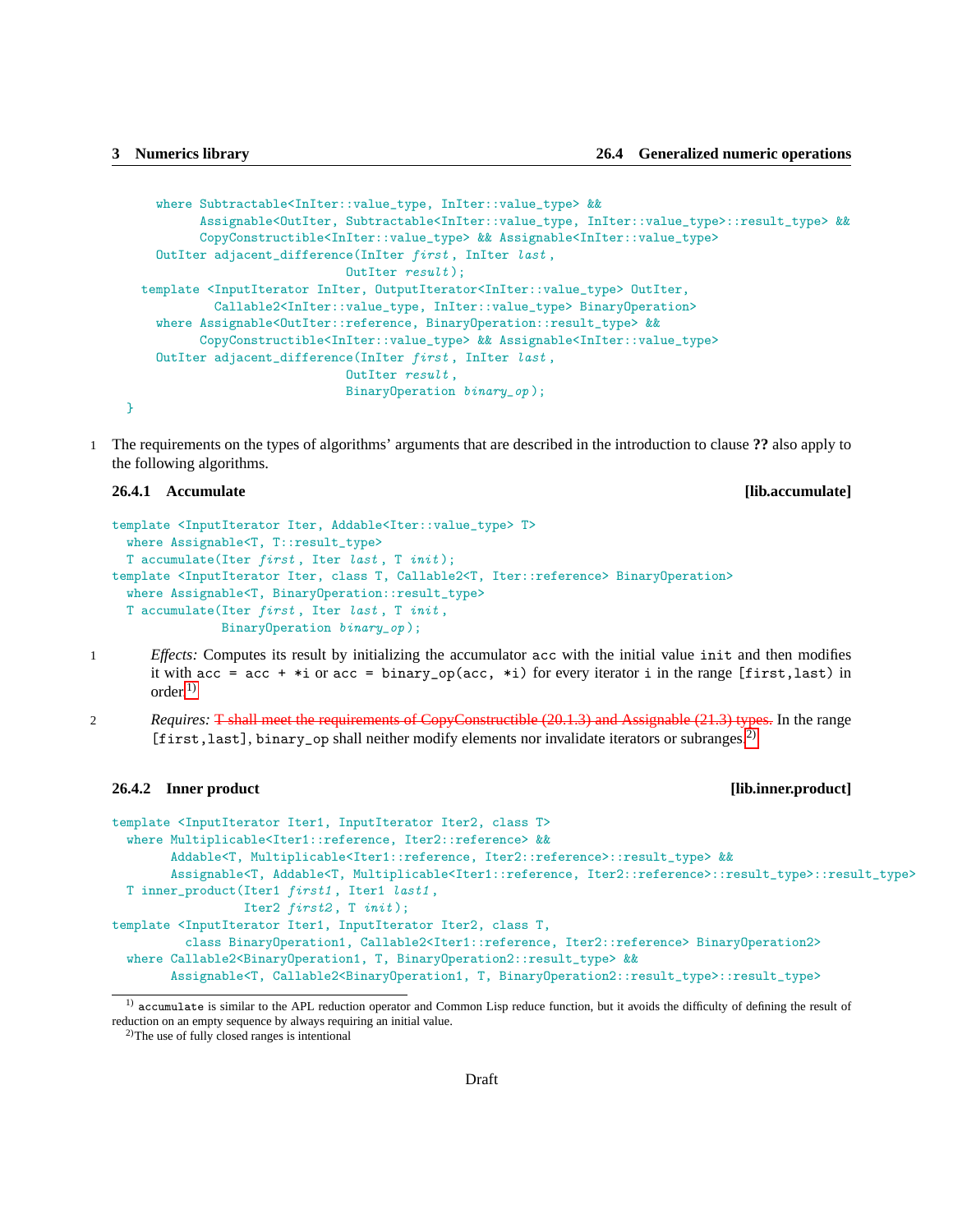```
    where Subtractable<InIter::value_type, InIter::value_type> &&
          Assignable<OutIter, Subtractable<InIter::value_type, InIter::value_type>::result_type> &&
          CopyConstructible<InIter::value_type> && Assignable<InIter::value_type>
    OutIter adjacent_difference(InIter first, InIter last,
                                OutIter result);
  template <InputIterator InIter, OutputIterator<InIter::value_type> OutIter,
            Callable2<InIter::value_type, InIter::value_type> BinaryOperation>
    where Assignable<OutIter::reference, BinaryOperation::result_type> &&
          CopyConstructible<InIter::value_type> && Assignable<InIter::value_type>
    OutIter adjacent_difference(InIter first, InIter last,
                                OutIter result,
                                BinaryOperation binary_op);
}
```

1 The requirements on the types of algorithms' arguments that are described in the introduction to clause **??** also apply to the following algorithms.

### 26.4.1 Accumulate [lib.accumulate]

```
template <InputIterator Iter, Addable<Iter::value_type> T>
  where Assignable<T, T::result_type>
  T accumulate(Iter first, Iter last, T init);
template <InputIterator Iter, class T, Callable2<T, Iter::reference> BinaryOperation>
  where Assignable<T, BinaryOperation::result_type>
  T accumulate(Iter first, Iter last, T init,
               BinaryOperation binary_op);
```

1 *Effects:* Computes its result by initializing the accumulator `acc` with the initial value `init` and then modifies it with `acc = acc + *i` or `acc = binary_op(acc, *i)` for every iterator `i` in the range `[first,last)` in order.[1]

2 *Requires:* ~~T shall meet the requirements of CopyConstructible (20.1.3) and Assignable (21.3) types.~~ In the range `[first,last]`, `binary_op` shall neither modify elements nor invalidate iterators or subranges.[2]

### 26.4.2 Inner product [lib.inner.product]

```
template <InputIterator Iter1, InputIterator Iter2, class T>
  where Multiplicable<Iter1::reference, Iter2::reference> &&
        Addable<T, Multiplicable<Iter1::reference, Iter2::reference>::result_type> &&
        Assignable<T, Addable<T, Multiplicable<Iter1::reference, Iter2::reference>::result_type>::result_type>
  T inner_product(Iter1 first1, Iter1 last1,
                  Iter2 first2, T init);
template <InputIterator Iter1, InputIterator Iter2, class T,
          class BinaryOperation1, Callable2<Iter1::reference, Iter2::reference> BinaryOperation2>
  where Callable2<BinaryOperation1, T, BinaryOperation2::result_type> &&
        Assignable<T, Callable2<BinaryOperation1, T, BinaryOperation2::result_type>::result_type>
```

[1] `accumulate` is similar to the APL reduction operator and Common Lisp reduce function, but it avoids the difficulty of defining the result of reduction on an empty sequence by always requiring an initial value.

[2] The use of fully closed ranges is intentional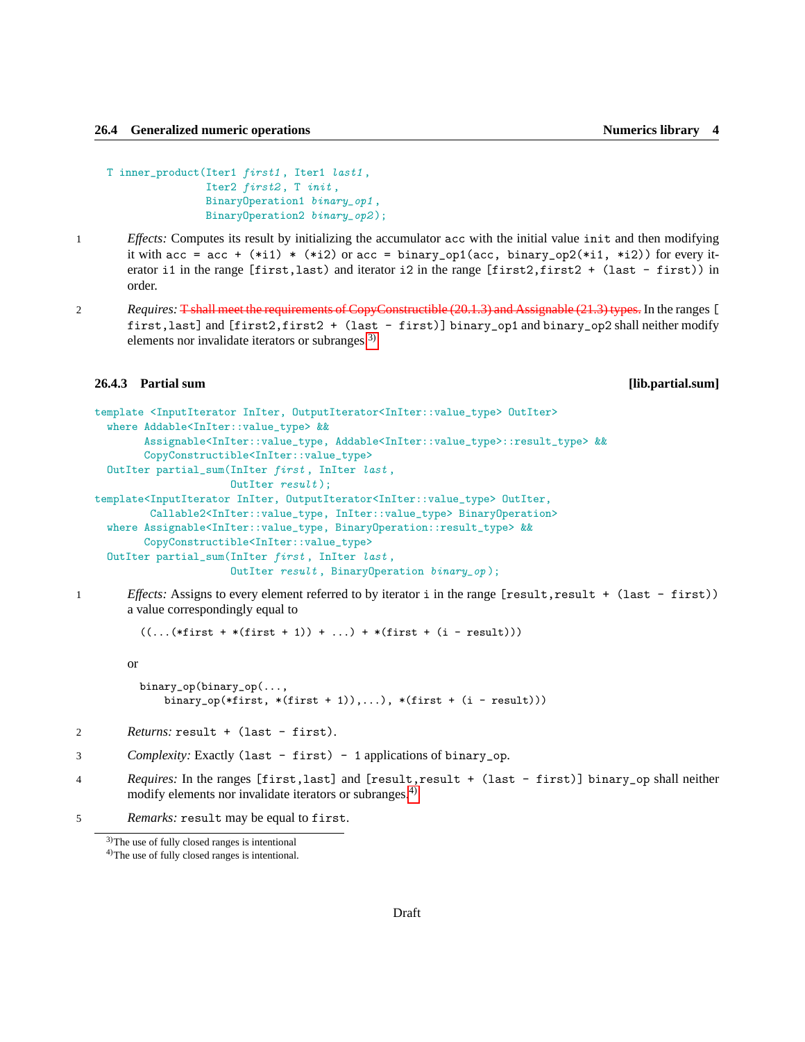```
T inner_product(Iter1 first1, Iter1 last1,
                Iter2 first2, T init,
                BinaryOperation1 binary_op1,
                BinaryOperation2 binary_op2);
```

1 *Effects:* Computes its result by initializing the accumulator `acc` with the initial value `init` and then modifying it with `acc = acc + (*i1) * (*i2)` or `acc = binary_op1(acc, binary_op2(*i1, *i2))` for every iterator `i1` in the range `[first,last)` and iterator `i2` in the range `[first2,first2 + (last - first))` in order.

2 *Requires:* ~~T shall meet the requirements of CopyConstructible (20.1.3) and Assignable (21.3) types.~~ In the ranges `[first,last]` and `[first2,first2 + (last - first)]` `binary_op1` and `binary_op2` shall neither modify elements nor invalidate iterators or subranges.[3]

### 26.4.3 Partial sum [lib.partial.sum]

```
template <InputIterator InIter, OutputIterator<InIter::value_type> OutIter>
  where Addable<InIter::value_type> &&
        Assignable<InIter::value_type, Addable<InIter::value_type>::result_type> &&
        CopyConstructible<InIter::value_type>
  OutIter partial_sum(InIter first, InIter last,
                      OutIter result);
template<InputIterator InIter, OutputIterator<InIter::value_type> OutIter,
         Callable2<InIter::value_type, InIter::value_type> BinaryOperation>
  where Assignable<InIter::value_type, BinaryOperation::result_type> &&
        CopyConstructible<InIter::value_type>
  OutIter partial_sum(InIter first, InIter last,
                      OutIter result, BinaryOperation binary_op);
```

1 *Effects:* Assigns to every element referred to by iterator `i` in the range `[result,result + (last - first))` a value correspondingly equal to

```
((...(*first + *(first + 1)) + ...) + *(first + (i - result)))
```

or

```
binary_op(binary_op(...,
    binary_op(*first, *(first + 1)),...), *(first + (i - result)))
```

2 *Returns:* `result + (last - first)`.

3 *Complexity:* Exactly `(last - first) - 1` applications of `binary_op`.

4 *Requires:* In the ranges `[first,last]` and `[result,result + (last - first)]` `binary_op` shall neither modify elements nor invalidate iterators or subranges.[4]

5 *Remarks:* `result` may be equal to `first`.

[3] The use of fully closed ranges is intentional

[4] The use of fully closed ranges is intentional.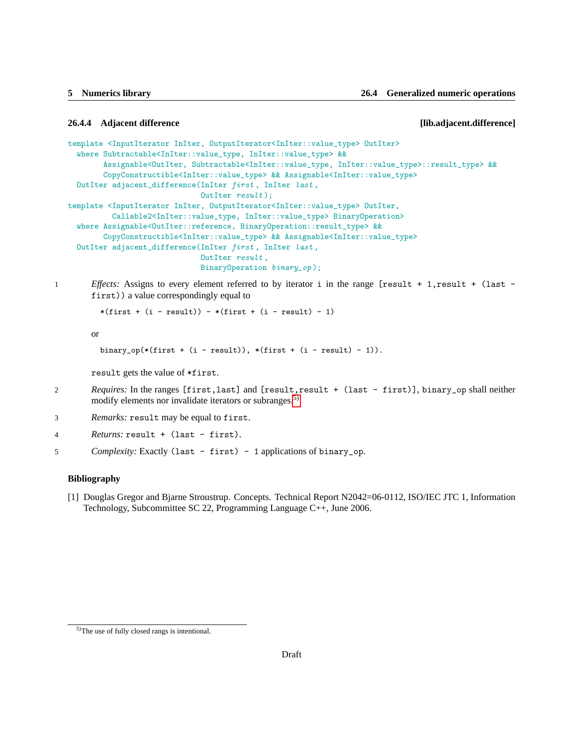### 26.4.4 Adjacent difference [lib.adjacent.difference]

```
template <InputIterator InIter, OutputIterator<InIter::value_type> OutIter>
  where Subtractable<InIter::value_type, InIter::value_type> &&
        Assignable<OutIter, Subtractable<InIter::value_type, InIter::value_type>::result_type> &&
        CopyConstructible<InIter::value_type> && Assignable<InIter::value_type>
  OutIter adjacent_difference(InIter first, InIter last,
                              OutIter result);
template <InputIterator InIter, OutputIterator<InIter::value_type> OutIter,
          Callable2<InIter::value_type, InIter::value_type> BinaryOperation>
  where Assignable<OutIter::reference, BinaryOperation::result_type> &&
        CopyConstructible<InIter::value_type> && Assignable<InIter::value_type>
  OutIter adjacent_difference(InIter first, InIter last,
                              OutIter result,
                              BinaryOperation binary_op);
```

1 *Effects:* Assigns to every element referred to by iterator `i` in the range `[result + 1,result + (last - first))` a value correspondingly equal to

```
*(first + (i - result)) - *(first + (i - result) - 1)
```

or

```
binary_op(*(first + (i - result)), *(first + (i - result) - 1)).
```

`result` gets the value of `*first`.

2 *Requires:* In the ranges `[first,last]` and `[result,result + (last - first)]`, `binary_op` shall neither modify elements nor invalidate iterators or subranges.[5)]

3 *Remarks:* `result` may be equal to `first`.

4 *Returns:* `result + (last - first)`.

5 *Complexity:* Exactly `(last - first) - 1` applications of `binary_op`.

## Bibliography

[1] Douglas Gregor and Bjarne Stroustrup. Concepts. Technical Report N2042=06-0112, ISO/IEC JTC 1, Information Technology, Subcommittee SC 22, Programming Language C++, June 2006.

5) The use of fully closed rangs is intentional.